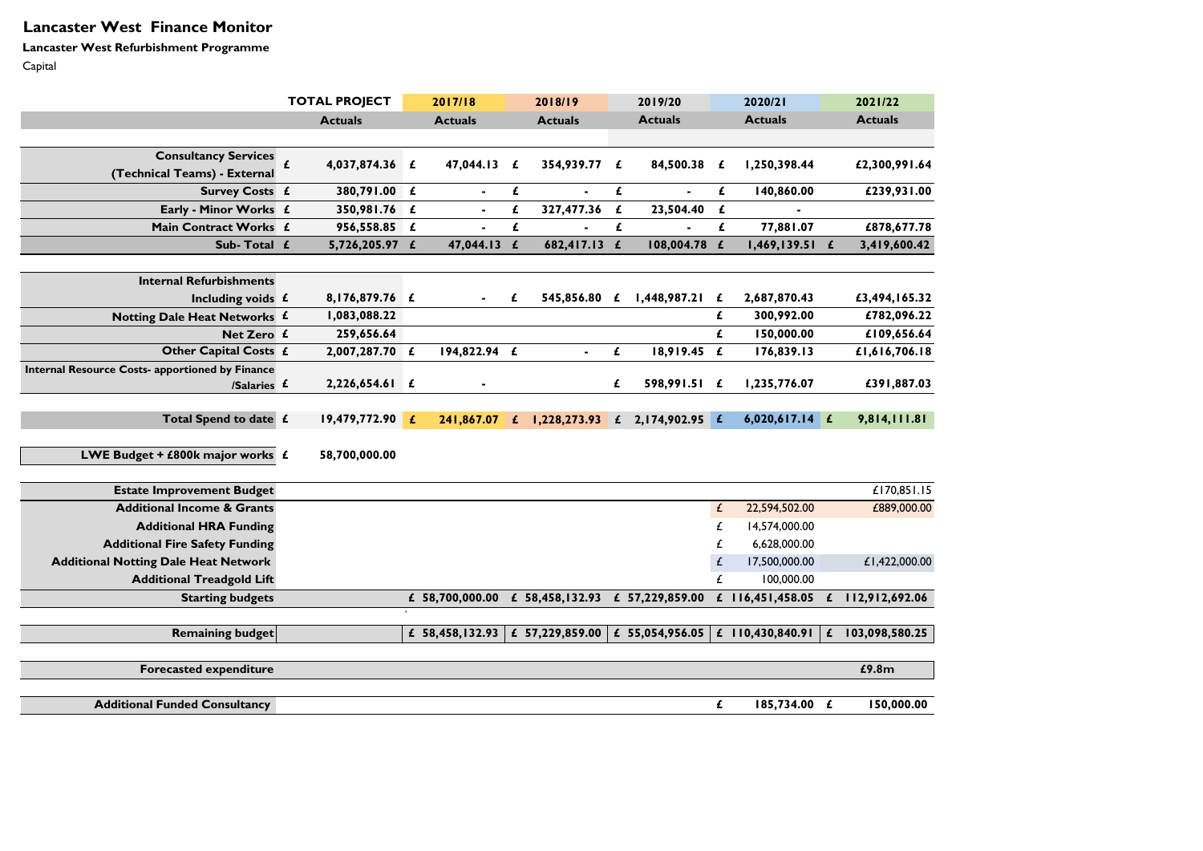# Lancaster West Finance Monitor

**Lancaster West Refurbishment Programme**

Capital

| | TOTAL PROJECT | 2017/18 | 2018/19 | 2019/20 | 2020/21 | 2021/22 |
|---|---|---|---|---|---|---|
| | **Actuals** | **Actuals** | **Actuals** | **Actuals** | **Actuals** | **Actuals** |
| **Consultancy Services (Technical Teams) - External** | £ 4,037,874.36 | £ 47,044.13 | £ 354,939.77 | £ 84,500.38 | £ 1,250,398.44 | £2,300,991.64 |
| **Survey Costs** | £ 380,791.00 | £ - | £ - | £ - | £ 140,860.00 | £239,931.00 |
| **Early - Minor Works** | £ 350,981.76 | £ - | £ 327,477.36 | £ 23,504.40 | £ - | |
| **Main Contract Works** | £ 956,558.85 | £ - | £ - | £ - | £ 77,881.07 | £878,677.78 |
| **Sub- Total** | £ 5,726,205.97 | £ 47,044.13 | £ 682,417.13 | £ 108,004.78 | £ 1,469,139.51 | £ 3,419,600.42 |
| | | | | | | |
| **Internal Refurbishments Including voids** | £ 8,176,879.76 | £ - | £ 545,856.80 | £ 1,448,987.21 | £ 2,687,870.43 | £3,494,165.32 |
| **Notting Dale Heat Networks** | £ 1,083,088.22 | | | | £ 300,992.00 | £782,096.22 |
| **Net Zero** | £ 259,656.64 | | | | £ 150,000.00 | £109,656.64 |
| **Other Capital Costs** | £ 2,007,287.70 | £ 194,822.94 | £ - | £ 18,919.45 | £ 176,839.13 | £1,616,706.18 |
| **Internal Resource Costs- apportioned by Finance /Salaries** | £ 2,226,654.61 | £ - | | £ 598,991.51 | £ 1,235,776.07 | £391,887.03 |
| | | | | | | |
| **Total Spend to date** | £ 19,479,772.90 | £ 241,867.07 | £ 1,228,273.93 | £ 2,174,902.95 | £ 6,020,617.14 | £ 9,814,111.81 |
| | | | | | | |
| **LWE Budget + £800k major works** | £ 58,700,000.00 | | | | | |
| | | | | | | |
| **Estate Improvement Budget** | | | | | | £170,851.15 |
| **Additional Income & Grants** | | | | | £ 22,594,502.00 | £889,000.00 |
| **Additional HRA Funding** | | | | | £ 14,574,000.00 | |
| **Additional Fire Safety Funding** | | | | | £ 6,628,000.00 | |
| **Additional Notting Dale Heat Network** | | | | | £ 17,500,000.00 | £1,422,000.00 |
| **Additional Treadgold Lift** | | | | | £ 100,000.00 | |
| **Starting budgets** | | £ 58,700,000.00 | £ 58,458,132.93 | £ 57,229,859.00 | £ 116,451,458.05 | £ 112,912,692.06 |
| | | | | | | |
| **Remaining budget** | | £ 58,458,132.93 | £ 57,229,859.00 | £ 55,054,956.05 | £ 110,430,840.91 | £ 103,098,580.25 |
| | | | | | | |
| **Forecasted expenditure** | | | | | | £9.8m |
| | | | | | | |
| **Additional Funded Consultancy** | | | | | £ 185,734.00 | £ 150,000.00 |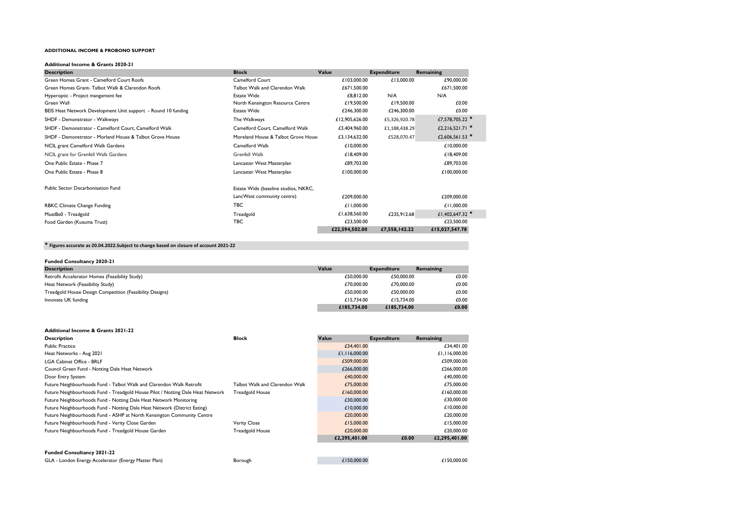**ADDITIONAL INCOME & PROBONO SUPPORT**

**Additional Income & Grants 2020-21**

| Description | Block | Value | Expenditure | Remaining |
|---|---|---|---|---|
| Green Homes Grant - Camelford Court Roofs | Camelford Court | £103,000.00 | £13,000.00 | £90,000.00 |
| Green Homes Grant- Talbot Walk & Clarendon Roofs | Talbot Walk and Clarendon Walk | £671,500.00 | | £671,500.00 |
| Hyperoptic - Project mangement fee | Estate Wide | £8,812.00 | N/A | N/A |
| Green Wall | North Kensington Resource Centre | £19,500.00 | £19,500.00 | £0.00 |
| BEIS Heat Network Development Unit support - Round 10 funding | Estate Wide | £246,300.00 | £246,300.00 | £0.00 |
| SHDF - Demonstrator - Walkways | The Walkways | £12,905,626.00 | £5,326,920.78 | £7,578,705.22 * |
| SHDF - Demonstrator - Camelford Court, Camelford Walk | Camelford Court, Camelford Walk | £3,404,960.00 | £1,188,438.29 | £2,216,521.71 * |
| SHDF - Demonstrator - Morland House & Talbot Grove House | Moreland House & Talbot Grove House | £3,134,632.00 | £528,070.47 | £2,606,561.53 * |
| NCIL grant Camelford Walk Gardens | Camelford Walk | £10,000.00 | | £10,000.00 |
| NCIL grant for Grenfell Walk Gardens | Grenfell Walk | £18,409.00 | | £18,409.00 |
| One Public Estate - Phase 7 | Lancaster West Masterplan | £89,703.00 | | £89,703.00 |
| One Public Estate - Phase 8 | Lancaster West Masterplan | £100,000.00 | | £100,000.00 |
| Public Sector Decarbonisation Fund | Estate Wide (baseline studios, NKRC, LancWest community centre) | £209,000.00 | | £209,000.00 |
| RBKC Climate Change Funding | TBC | £11,000.00 | | £11,000.00 |
| MustBe0 - Treadgold | Treadgold | £1,638,560.00 | £235,912.68 | £1,402,647.32 * |
| Food Garden (Kusuma Trust) | TBC | £23,500.00 | | £23,500.00 |
| | | **£22,594,502.00** | **£7,558,142.22** | **£15,027,547.78** |

**\* Figures accurate as 20.04.2022.Subject to change based on closure of account 2021-22**

**Funded Consultancy 2020-21**

| Description | Value | Expenditure | Remaining |
|---|---|---|---|
| Retrofit Accelerator Homes (Feasibility Study) | £50,000.00 | £50,000.00 | £0.00 |
| Heat Network (Feasibility Study) | £70,000.00 | £70,000.00 | £0.00 |
| Treadgold House Design Competition (Feasibility Designs) | £50,000.00 | £50,000.00 | £0.00 |
| Innovate UK funding | £15,734.00 | £15,734.00 | £0.00 |
| | **£185,734.00** | **£185,734.00** | **£0.00** |

**Additional Income & Grants 2021-22**

| Description | Block | Value | Expenditure | Remaining |
|---|---|---|---|---|
| Public Practice | | £34,401.00 | | £34,401.00 |
| Heat Networks - Aug 2021 | | £1,116,000.00 | | £1,116,000.00 |
| LGA Cabinet Office - BRLF | | £509,000.00 | | £509,000.00 |
| Council Green Fund - Notting Dale Heat Network | | £266,000.00 | | £266,000.00 |
| Door Entry System | | £40,000.00 | | £40,000.00 |
| Future Neighbourhoods Fund - Talbot Walk and Clarendon Walk Retrofit | Talbot Walk and Clarendon Walk | £75,000.00 | | £75,000.00 |
| Future Neighbourhoods Fund - Treadgold House Pilot / Notting Dale Heat Network | Treadgold House | £160,000.00 | | £160,000.00 |
| Future Neighbourhoods Fund - Notting Dale Heat Network Monitoring | | £30,000.00 | | £30,000.00 |
| Future Neighbourhoods Fund - Notting Dale Heat Network (District Eating) | | £10,000.00 | | £10,000.00 |
| Future Neighbourhoods Fund - ASHP at North Kensington Community Centre | | £20,000.00 | | £20,000.00 |
| Future Neighbourhoods Fund - Verity Close Garden | Verity Close | £15,000.00 | | £15,000.00 |
| Future Neighbourhoods Fund - Treadgold House Garden | Treadgold House | £20,000.00 | | £20,000.00 |
| | | **£2,295,401.00** | **£0.00** | **£2,295,401.00** |

**Funded Consultancy 2021-22**

| Description | Block | Value | Expenditure | Remaining |
|---|---|---|---|---|
| GLA - London Energy Accelerator (Energy Master Plan) | Borough | £150,000.00 | | £150,000.00 |